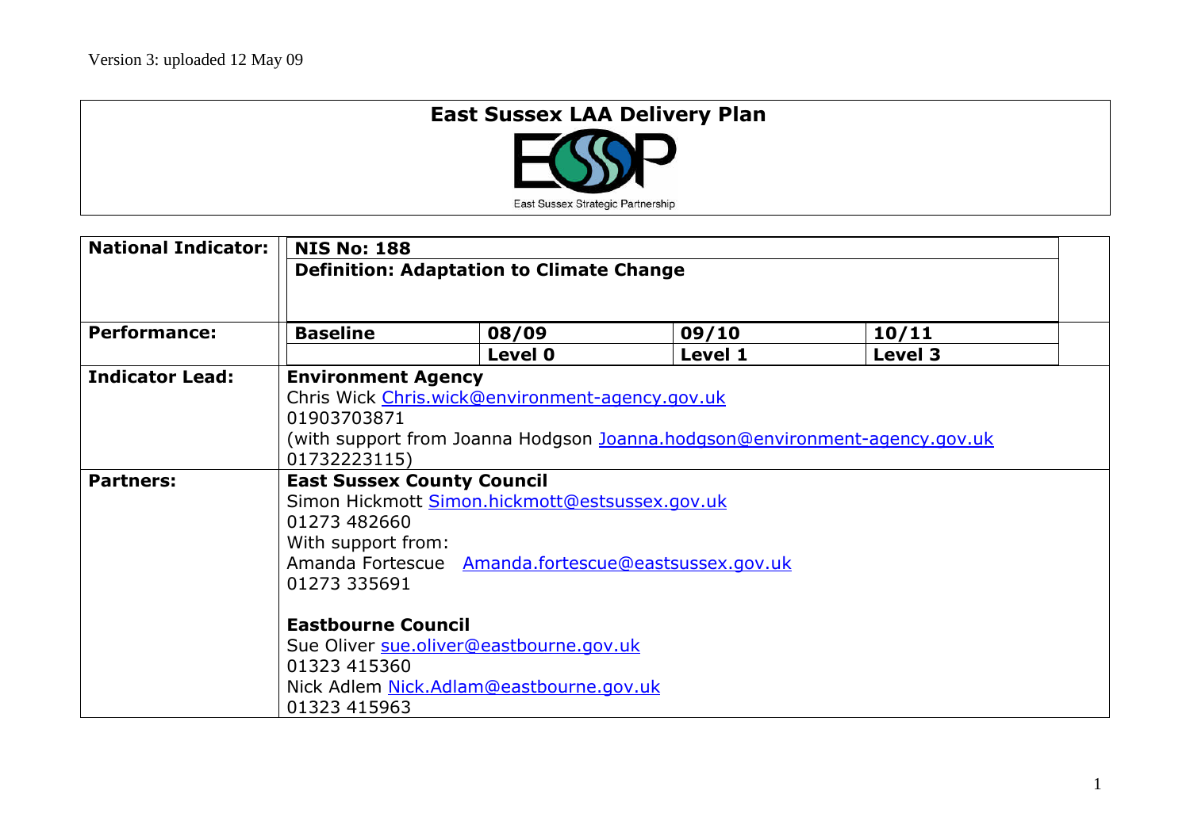Version 3: uploaded 12 May 09

# East Sussex LAA Delivery Plan

East Sussex Strategic Partnership

| **National Indicator:** | **NIS No: 188** | | | |
|---|---|---|---|---|
| | **Definition: Adaptation to Climate Change** | | | |
| **Performance:** | **Baseline** | **08/09** | **09/10** | **10/11** |
| | | **Level 0** | **Level 1** | **Level 3** |
| **Indicator Lead:** | **Environment Agency**<br>Chris Wick Chris.wick@environment-agency.gov.uk<br>01903703871<br>(with support from Joanna Hodgson Joanna.hodgson@environment-agency.gov.uk<br>01732223115) | | | |
| **Partners:** | **East Sussex County Council**<br>Simon Hickmott Simon.hickmott@estsussex.gov.uk<br>01273 482660<br>With support from:<br>Amanda Fortescue Amanda.fortescue@eastsussex.gov.uk<br>01273 335691<br><br>**Eastbourne Council**<br>Sue Oliver sue.oliver@eastbourne.gov.uk<br>01323 415360<br>Nick Adlem Nick.Adlam@eastbourne.gov.uk<br>01323 415963 | | | |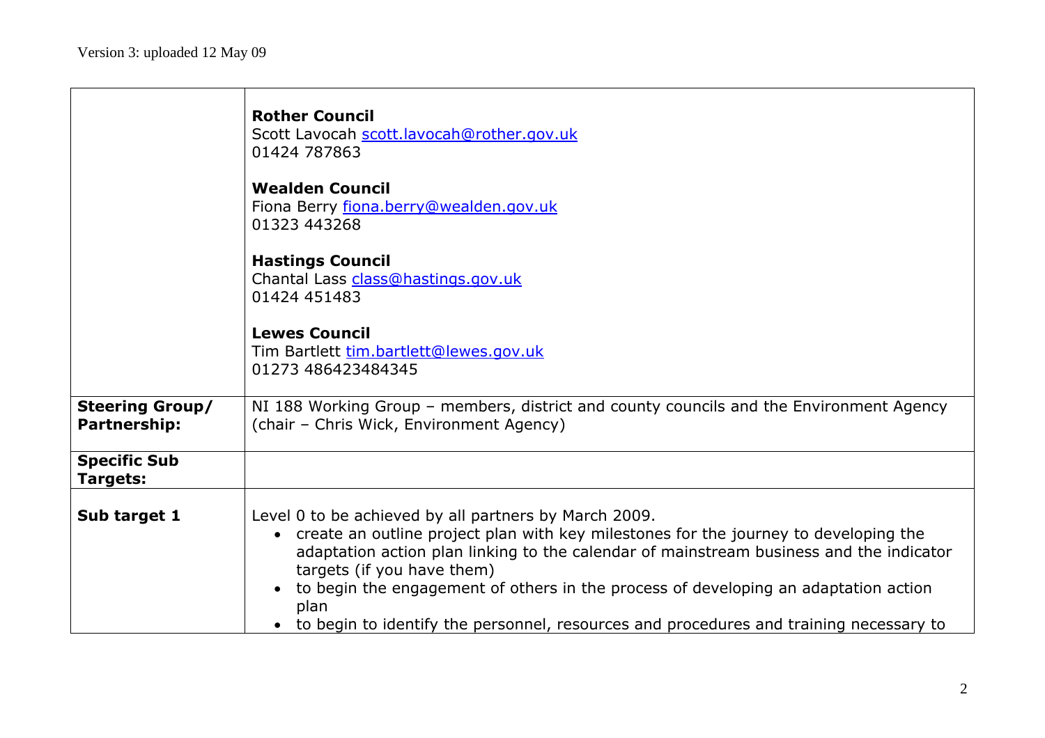| | |
|---|---|
| | **Rother Council**<br>Scott Lavocah scott.lavocah@rother.gov.uk<br>01424 787863<br><br>**Wealden Council**<br>Fiona Berry fiona.berry@wealden.gov.uk<br>01323 443268<br><br>**Hastings Council**<br>Chantal Lass class@hastings.gov.uk<br>01424 451483<br><br>**Lewes Council**<br>Tim Bartlett tim.bartlett@lewes.gov.uk<br>01273 486423484345 |
| **Steering Group/ Partnership:** | NI 188 Working Group – members, district and county councils and the Environment Agency (chair – Chris Wick, Environment Agency) |
| **Specific Sub Targets:** | |
| **Sub target 1** | Level 0 to be achieved by all partners by March 2009.<br>• create an outline project plan with key milestones for the journey to developing the adaptation action plan linking to the calendar of mainstream business and the indicator targets (if you have them)<br>• to begin the engagement of others in the process of developing an adaptation action plan<br>• to begin to identify the personnel, resources and procedures and training necessary to |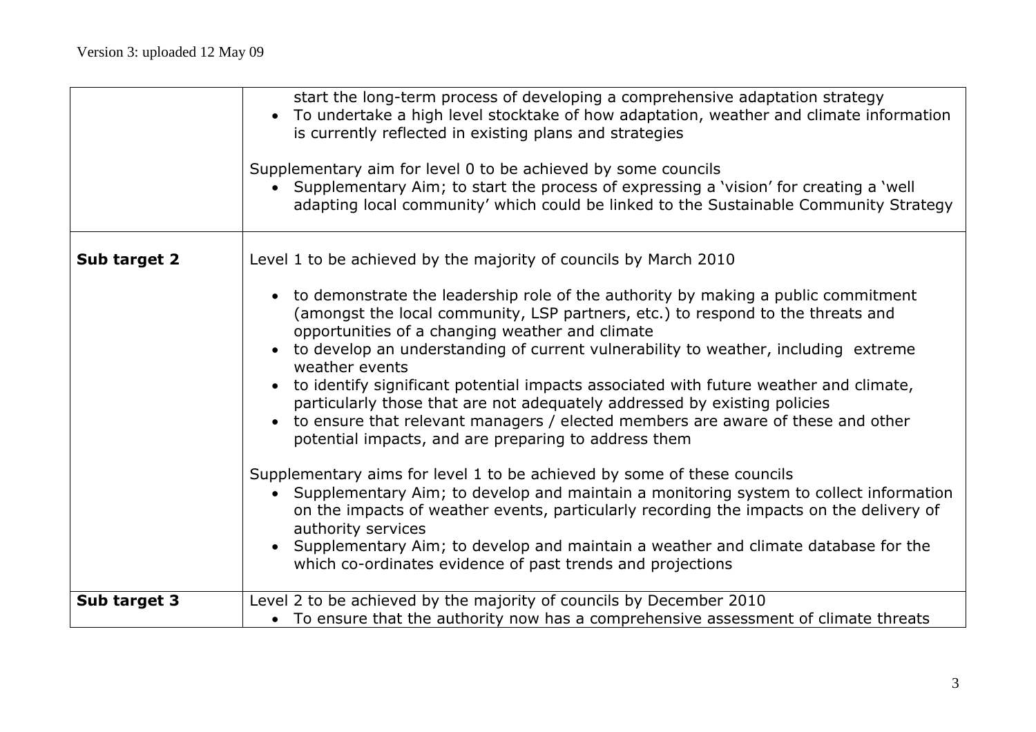| | |
|---|---|
| | start the long-term process of developing a comprehensive adaptation strategy<br>• To undertake a high level stocktake of how adaptation, weather and climate information is currently reflected in existing plans and strategies<br><br>Supplementary aim for level 0 to be achieved by some councils<br>• Supplementary Aim; to start the process of expressing a 'vision' for creating a 'well adapting local community' which could be linked to the Sustainable Community Strategy |
| **Sub target 2** | Level 1 to be achieved by the majority of councils by March 2010<br><br>• to demonstrate the leadership role of the authority by making a public commitment (amongst the local community, LSP partners, etc.) to respond to the threats and opportunities of a changing weather and climate<br>• to develop an understanding of current vulnerability to weather, including extreme weather events<br>• to identify significant potential impacts associated with future weather and climate, particularly those that are not adequately addressed by existing policies<br>• to ensure that relevant managers / elected members are aware of these and other potential impacts, and are preparing to address them<br><br>Supplementary aims for level 1 to be achieved by some of these councils<br>• Supplementary Aim; to develop and maintain a monitoring system to collect information on the impacts of weather events, particularly recording the impacts on the delivery of authority services<br>• Supplementary Aim; to develop and maintain a weather and climate database for the which co-ordinates evidence of past trends and projections |
| **Sub target 3** | Level 2 to be achieved by the majority of councils by December 2010<br>• To ensure that the authority now has a comprehensive assessment of climate threats |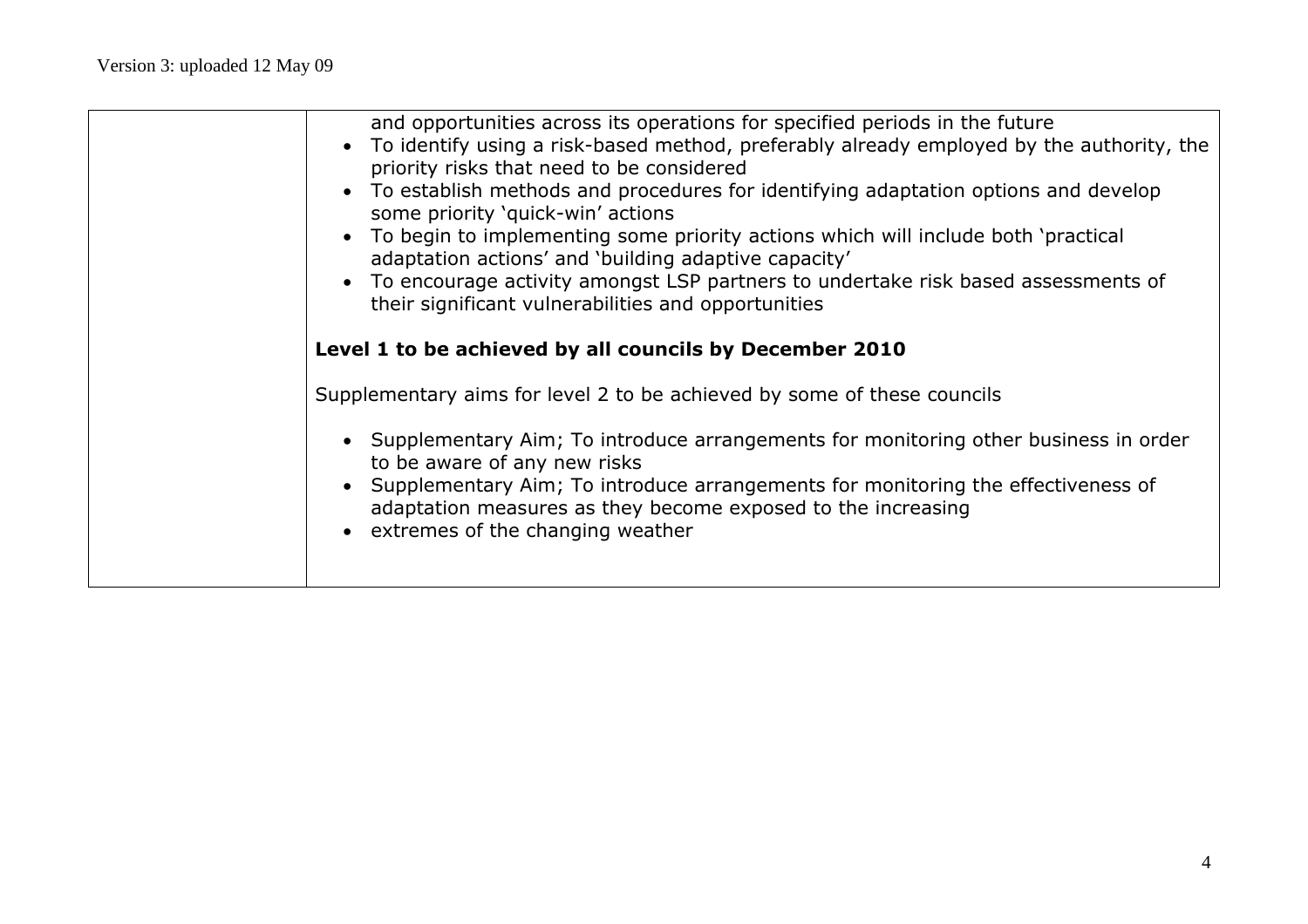| | and opportunities across its operations for specified periods in the future<br>• To identify using a risk-based method, preferably already employed by the authority, the priority risks that need to be considered<br>• To establish methods and procedures for identifying adaptation options and develop some priority 'quick-win' actions<br>• To begin to implementing some priority actions which will include both 'practical adaptation actions' and 'building adaptive capacity'<br>• To encourage activity amongst LSP partners to undertake risk based assessments of their significant vulnerabilities and opportunities<br><br>**Level 1 to be achieved by all councils by December 2010**<br><br>Supplementary aims for level 2 to be achieved by some of these councils<br><br>• Supplementary Aim; To introduce arrangements for monitoring other business in order to be aware of any new risks<br>• Supplementary Aim; To introduce arrangements for monitoring the effectiveness of adaptation measures as they become exposed to the increasing<br>• extremes of the changing weather |
|---|---|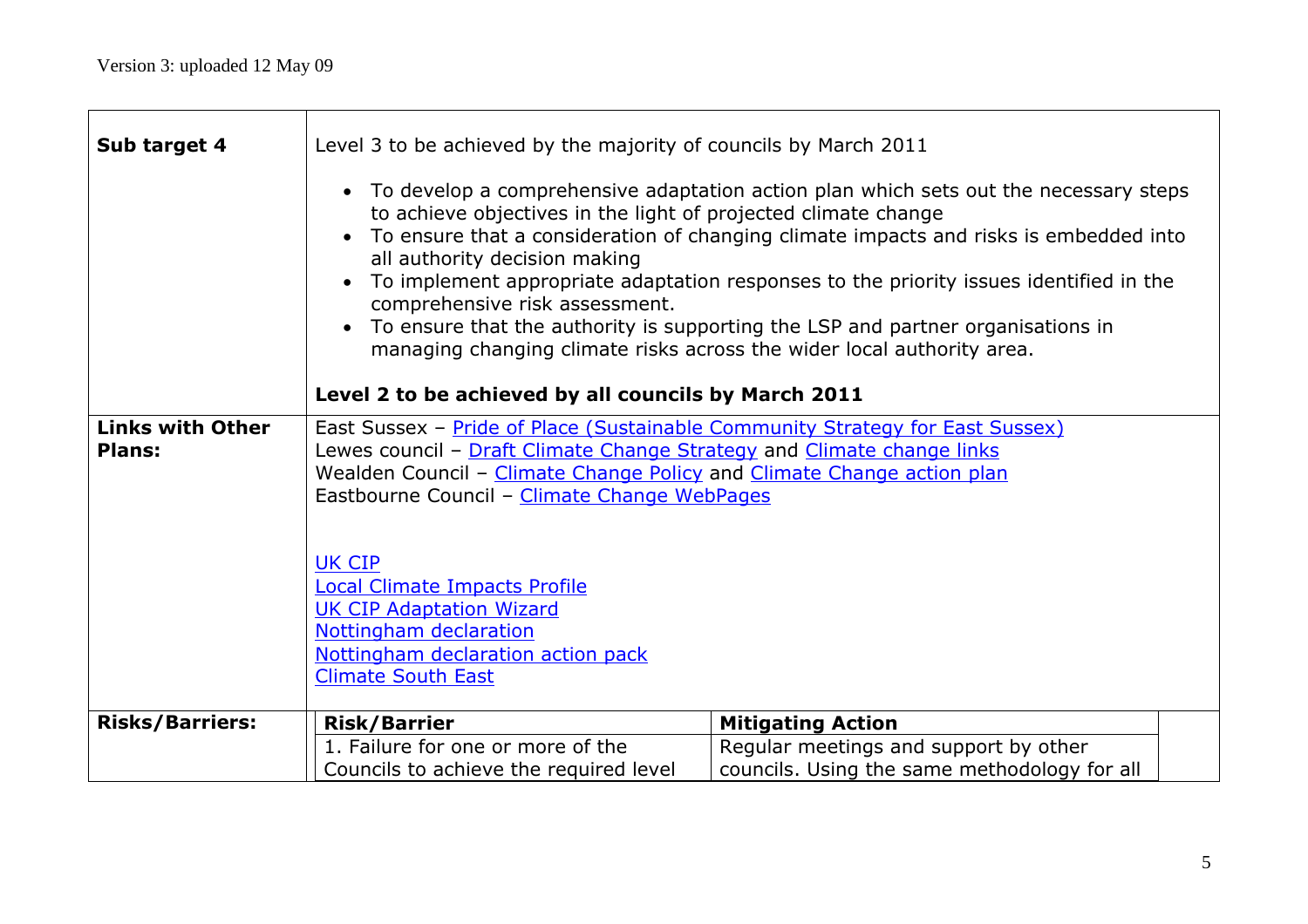Version 3: uploaded 12 May 09

| | |
|---|---|
| **Sub target 4** | Level 3 to be achieved by the majority of councils by March 2011<br><br>• To develop a comprehensive adaptation action plan which sets out the necessary steps to achieve objectives in the light of projected climate change<br>• To ensure that a consideration of changing climate impacts and risks is embedded into all authority decision making<br>• To implement appropriate adaptation responses to the priority issues identified in the comprehensive risk assessment.<br>• To ensure that the authority is supporting the LSP and partner organisations in managing changing climate risks across the wider local authority area.<br><br>**Level 2 to be achieved by all councils by March 2011** |
| **Links with Other Plans:** | East Sussex – Pride of Place (Sustainable Community Strategy for East Sussex)<br>Lewes council – Draft Climate Change Strategy and Climate change links<br>Wealden Council – Climate Change Policy and Climate Change action plan<br>Eastbourne Council – Climate Change WebPages<br><br>UK CIP<br>Local Climate Impacts Profile<br>UK CIP Adaptation Wizard<br>Nottingham declaration<br>Nottingham declaration action pack<br>Climate South East |

**Risks/Barriers:**

| Risk/Barrier | Mitigating Action |
|---|---|
| 1. Failure for one or more of the Councils to achieve the required level | Regular meetings and support by other councils. Using the same methodology for all |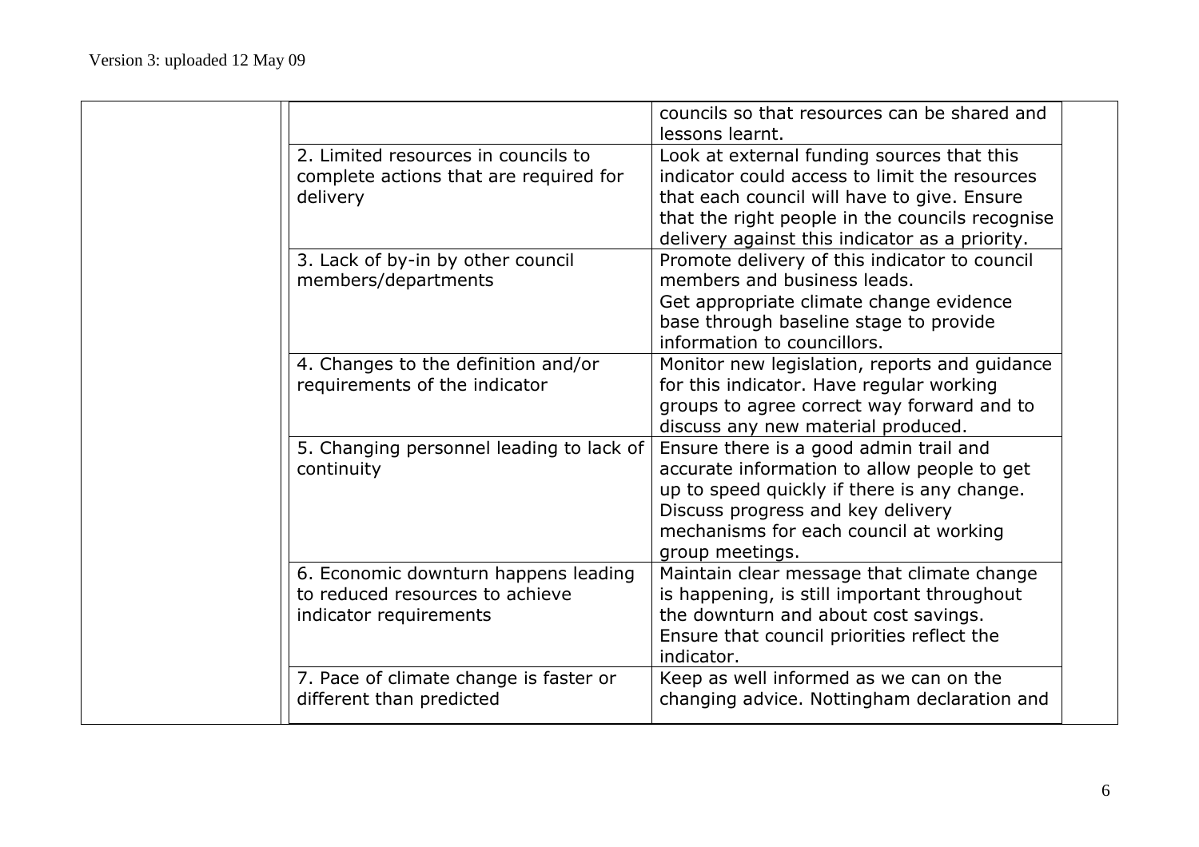| | | | |
|---|---|---|---|
| | | councils so that resources can be shared and lessons learnt. | |
| | 2. Limited resources in councils to complete actions that are required for delivery | Look at external funding sources that this indicator could access to limit the resources that each council will have to give. Ensure that the right people in the councils recognise delivery against this indicator as a priority. | |
| | 3. Lack of by-in by other council members/departments | Promote delivery of this indicator to council members and business leads. Get appropriate climate change evidence base through baseline stage to provide information to councillors. | |
| | 4. Changes to the definition and/or requirements of the indicator | Monitor new legislation, reports and guidance for this indicator. Have regular working groups to agree correct way forward and to discuss any new material produced. | |
| | 5. Changing personnel leading to lack of continuity | Ensure there is a good admin trail and accurate information to allow people to get up to speed quickly if there is any change. Discuss progress and key delivery mechanisms for each council at working group meetings. | |
| | 6. Economic downturn happens leading to reduced resources to achieve indicator requirements | Maintain clear message that climate change is happening, is still important throughout the downturn and about cost savings. Ensure that council priorities reflect the indicator. | |
| | 7. Pace of climate change is faster or different than predicted | Keep as well informed as we can on the changing advice. Nottingham declaration and | |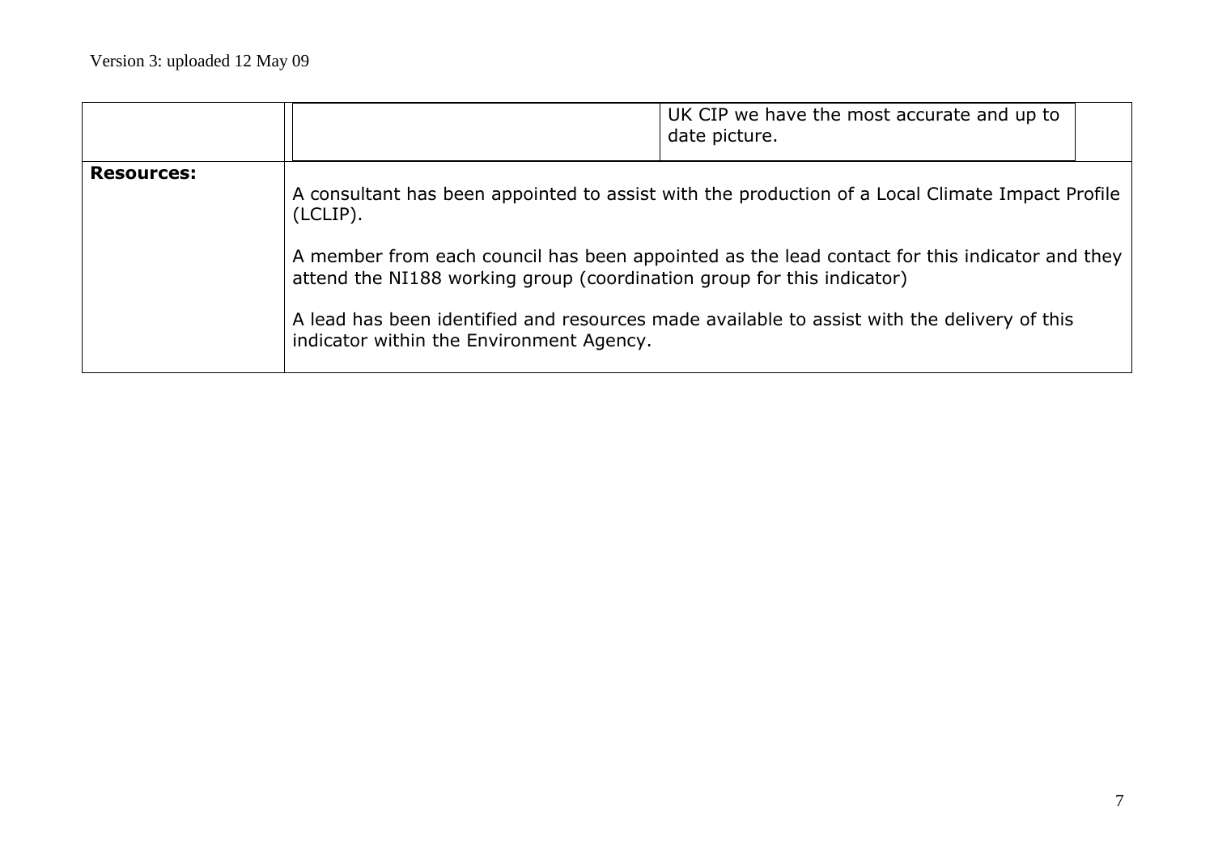| | | | |
|---|---|---|---|
| | | UK CIP we have the most accurate and up to date picture. | |
| **Resources:** | A consultant has been appointed to assist with the production of a Local Climate Impact Profile (LCLIP).<br><br>A member from each council has been appointed as the lead contact for this indicator and they attend the NI188 working group (coordination group for this indicator)<br><br>A lead has been identified and resources made available to assist with the delivery of this indicator within the Environment Agency. | | |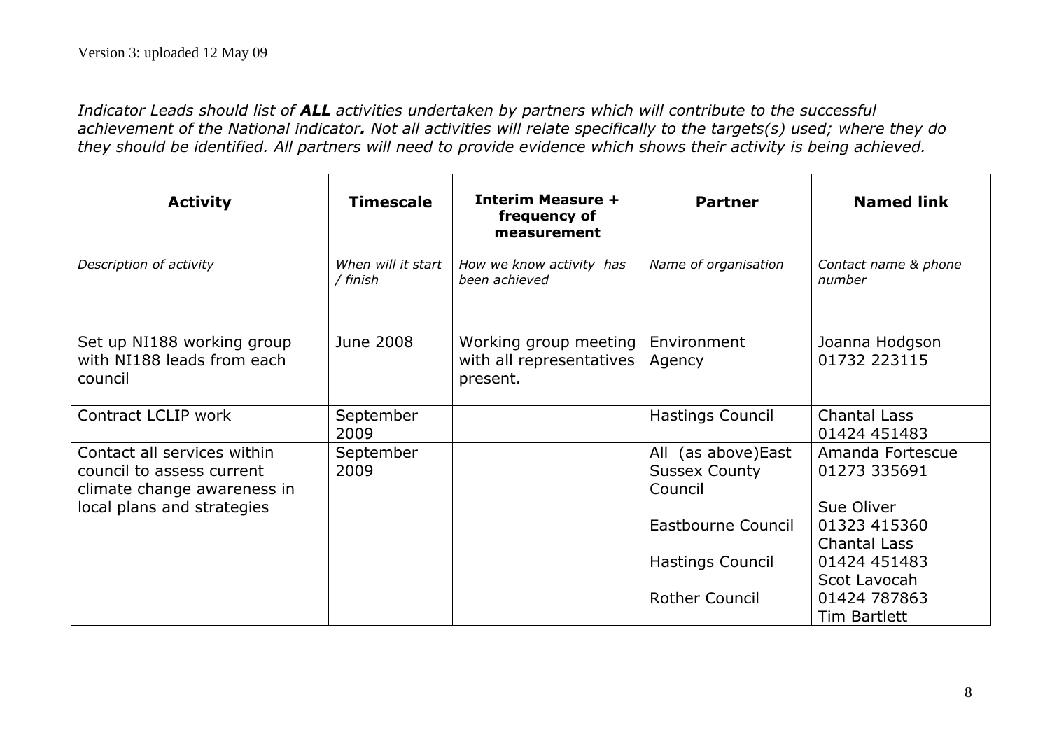Version 3: uploaded 12 May 09

*Indicator Leads should list of **ALL** activities undertaken by partners which will contribute to the successful achievement of the National indicator**.** Not all activities will relate specifically to the targets(s) used; where they do they should be identified. All partners will need to provide evidence which shows their activity is being achieved.*

| **Activity** | **Timescale** | **Interim Measure + frequency of measurement** | **Partner** | **Named link** |
|---|---|---|---|---|
| *Description of activity* | *When will it start / finish* | *How we know activity has been achieved* | *Name of organisation* | *Contact name & phone number* |
| Set up NI188 working group with NI188 leads from each council | June 2008 | Working group meeting with all representatives present. | Environment Agency | Joanna Hodgson 01732 223115 |
| Contract LCLIP work | September 2009 | | Hastings Council | Chantal Lass 01424 451483 |
| Contact all services within council to assess current climate change awareness in local plans and strategies | September 2009 | | All (as above)East Sussex County Council<br><br>Eastbourne Council<br><br>Hastings Council<br><br>Rother Council | Amanda Fortescue 01273 335691<br><br>Sue Oliver 01323 415360<br>Chantal Lass 01424 451483<br>Scot Lavocah 01424 787863<br>Tim Bartlett |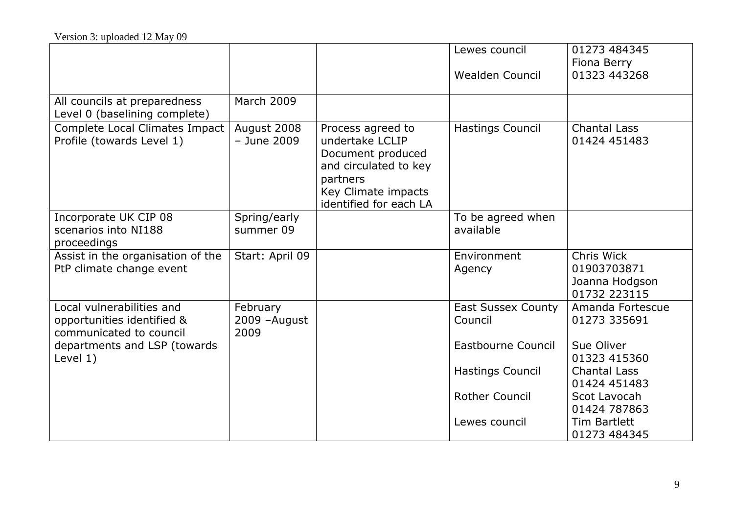Version 3: uploaded 12 May 09

| | | | | |
|---|---|---|---|---|
| | | | Lewes council<br><br>Wealden Council | 01273 484345<br>Fiona Berry<br>01323 443268 |
| All councils at preparedness Level 0 (baselining complete) | March 2009 | | | |
| Complete Local Climates Impact Profile (towards Level 1) | August 2008 – June 2009 | Process agreed to undertake LCLIP<br>Document produced and circulated to key partners<br>Key Climate impacts identified for each LA | Hastings Council | Chantal Lass<br>01424 451483 |
| Incorporate UK CIP 08 scenarios into NI188 proceedings | Spring/early summer 09 | | To be agreed when available | |
| Assist in the organisation of the PtP climate change event | Start: April 09 | | Environment Agency | Chris Wick<br>01903703871<br>Joanna Hodgson<br>01732 223115 |
| Local vulnerabilities and opportunities identified & communicated to council departments and LSP (towards Level 1) | February 2009 –August 2009 | | East Sussex County Council<br><br>Eastbourne Council<br><br>Hastings Council<br><br>Rother Council<br><br>Lewes council | Amanda Fortescue<br>01273 335691<br><br>Sue Oliver<br>01323 415360<br>Chantal Lass<br>01424 451483<br>Scot Lavocah<br>01424 787863<br>Tim Bartlett<br>01273 484345 |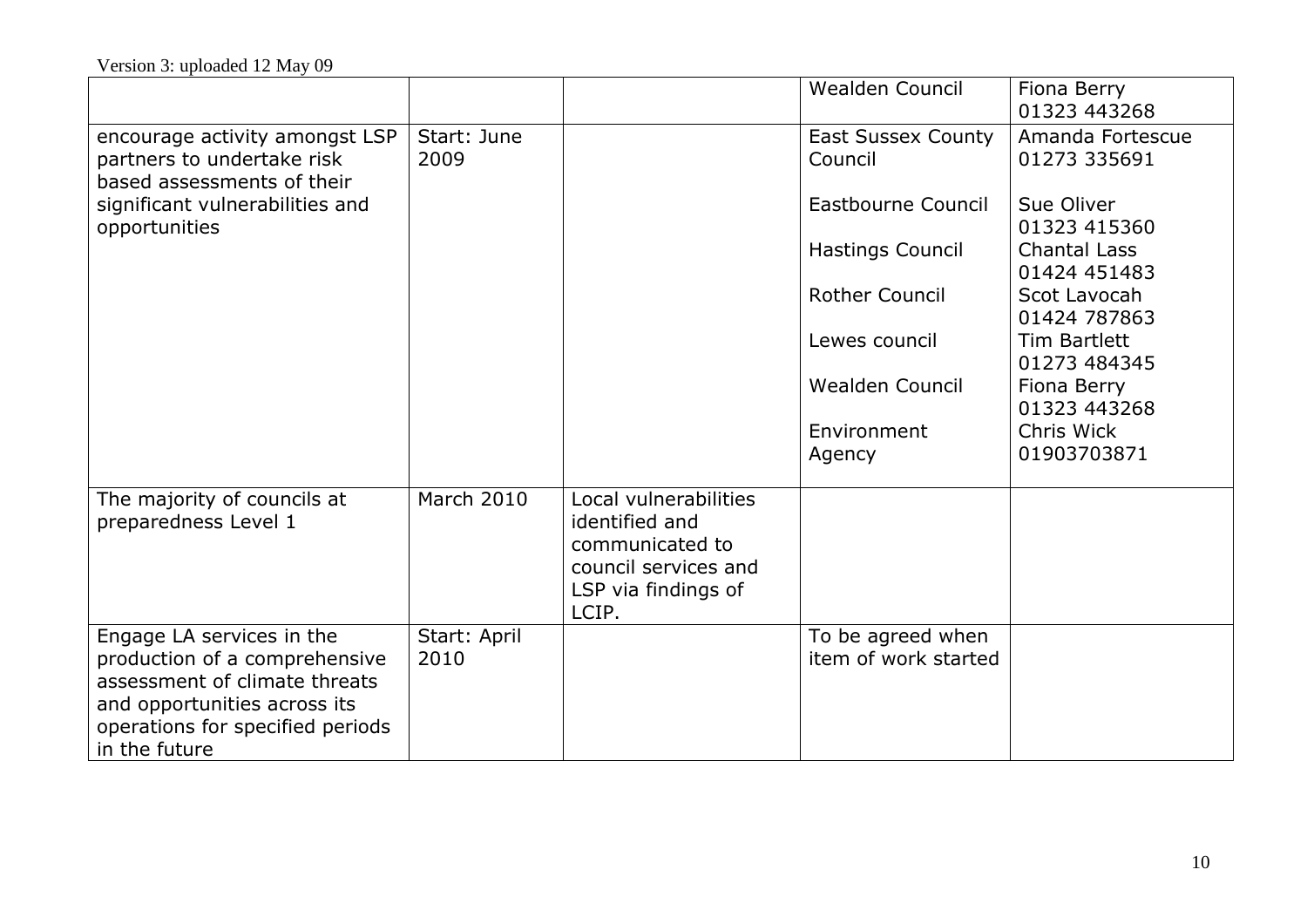|  |  |  | Wealden Council | Fiona Berry 01323 443268 |
|---|---|---|---|---|
| encourage activity amongst LSP partners to undertake risk based assessments of their significant vulnerabilities and opportunities | Start: June 2009 |  | East Sussex County Council<br><br>Eastbourne Council<br><br>Hastings Council<br><br>Rother Council<br><br>Lewes council<br><br>Wealden Council<br><br>Environment Agency | Amanda Fortescue 01273 335691<br><br>Sue Oliver 01323 415360<br>Chantal Lass 01424 451483<br>Scot Lavocah 01424 787863<br>Tim Bartlett 01273 484345<br>Fiona Berry 01323 443268<br>Chris Wick 01903703871 |
| The majority of councils at preparedness Level 1 | March 2010 | Local vulnerabilities identified and communicated to council services and LSP via findings of LCIP. |  |  |
| Engage LA services in the production of a comprehensive assessment of climate threats and opportunities across its operations for specified periods in the future | Start: April 2010 |  | To be agreed when item of work started |  |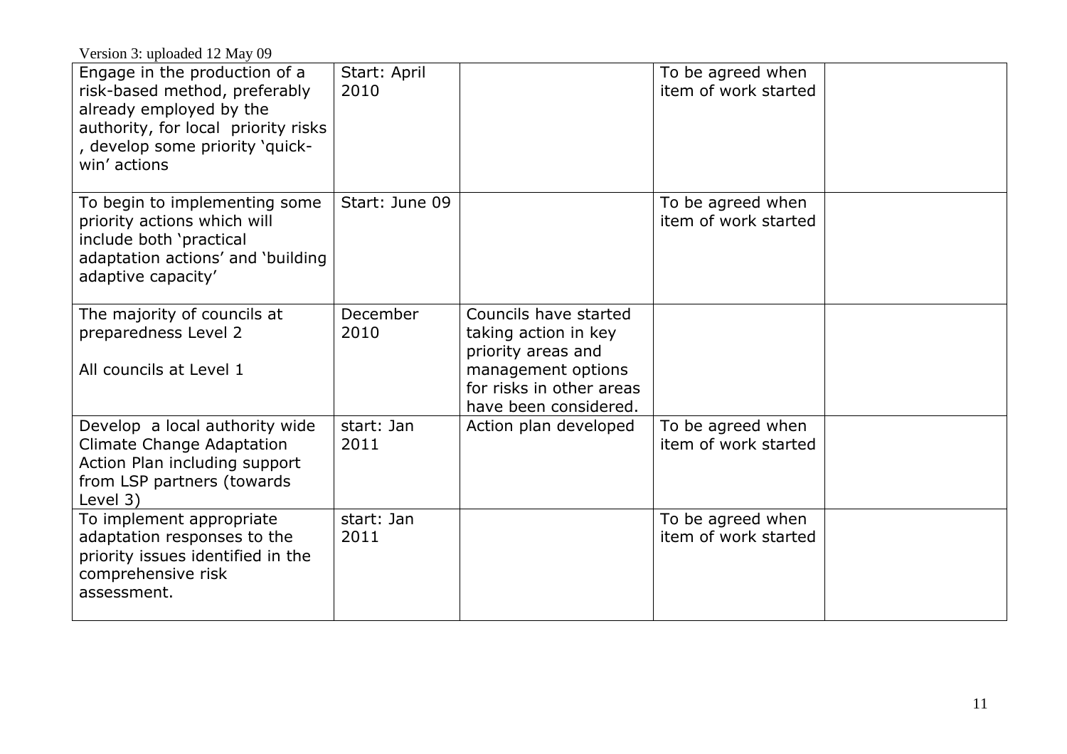Version 3: uploaded 12 May 09

| | | | | |
|---|---|---|---|---|
| Engage in the production of a risk-based method, preferably already employed by the authority, for local priority risks , develop some priority 'quick-win' actions | Start: April 2010 | | To be agreed when item of work started | |
| To begin to implementing some priority actions which will include both 'practical adaptation actions' and 'building adaptive capacity' | Start: June 09 | | To be agreed when item of work started | |
| The majority of councils at preparedness Level 2<br><br>All councils at Level 1 | December 2010 | Councils have started taking action in key priority areas and management options for risks in other areas have been considered. | | |
| Develop a local authority wide Climate Change Adaptation Action Plan including support from LSP partners (towards Level 3) | start: Jan 2011 | Action plan developed | To be agreed when item of work started | |
| To implement appropriate adaptation responses to the priority issues identified in the comprehensive risk assessment. | start: Jan 2011 | | To be agreed when item of work started | |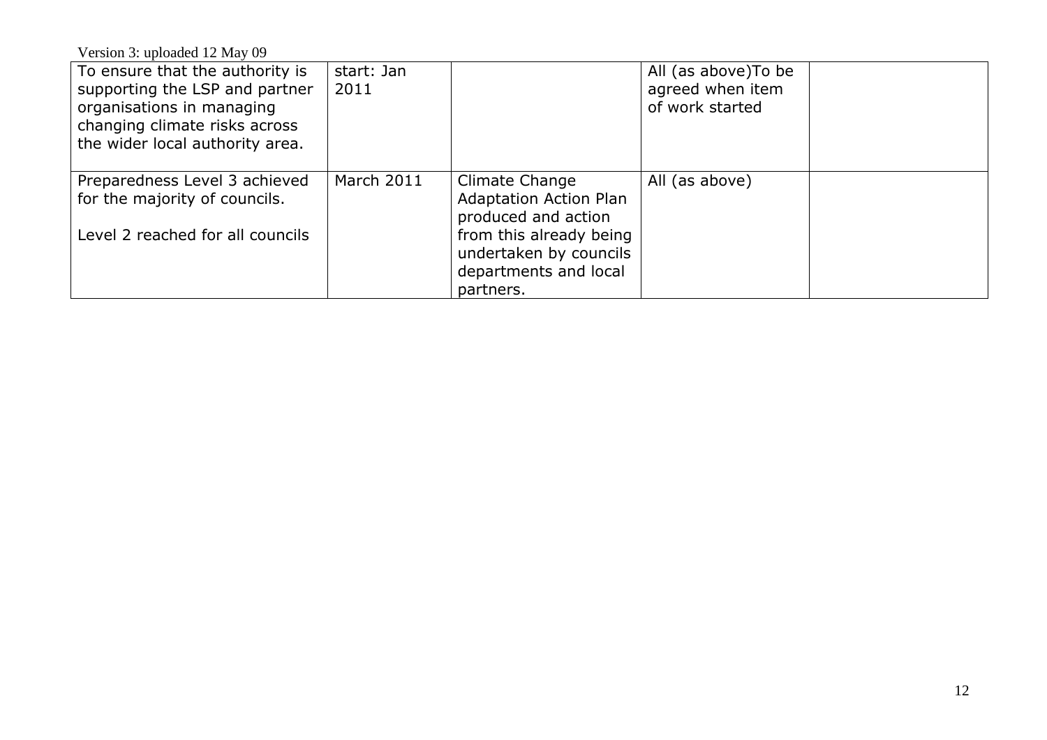Version 3: uploaded 12 May 09

| | | | | |
|---|---|---|---|---|
| To ensure that the authority is supporting the LSP and partner organisations in managing changing climate risks across the wider local authority area. | start: Jan 2011 | | All (as above)To be agreed when item of work started | |
| Preparedness Level 3 achieved for the majority of councils.<br><br>Level 2 reached for all councils | March 2011 | Climate Change Adaptation Action Plan produced and action from this already being undertaken by councils departments and local partners. | All (as above) | |